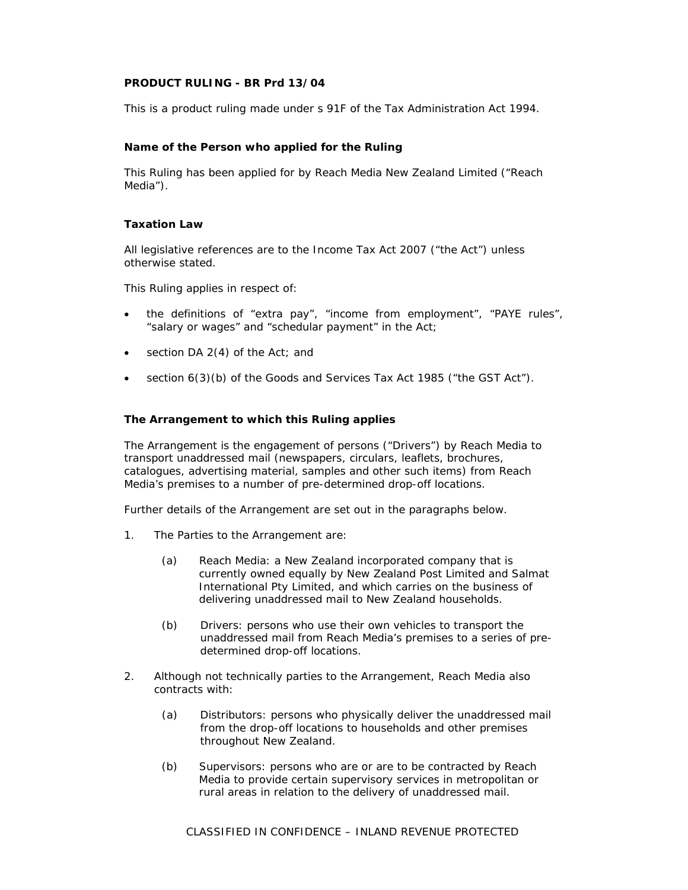**PRODUCT RULING - BR Prd 13/04**

This is a product ruling made under s 91F of the Tax Administration Act 1994.

**Name of the Person who applied for the Ruling**

This Ruling has been applied for by Reach Media New Zealand Limited ("Reach Media").

**Taxation Law**

All legislative references are to the Income Tax Act 2007 ("the Act") unless otherwise stated.

This Ruling applies in respect of:

- the definitions of "extra pay", "income from employment", "PAYE rules", "salary or wages" and "schedular payment" in the Act;
- section DA 2(4) of the Act; and
- section 6(3)(b) of the Goods and Services Tax Act 1985 ("the GST Act").

**The Arrangement to which this Ruling applies**

The Arrangement is the engagement of persons ("Drivers") by Reach Media to transport unaddressed mail (newspapers, circulars, leaflets, brochures, catalogues, advertising material, samples and other such items) from Reach Media's premises to a number of pre-determined drop-off locations.

Further details of the Arrangement are set out in the paragraphs below.

1. The Parties to the Arrangement are:

   (a) Reach Media: a New Zealand incorporated company that is currently owned equally by New Zealand Post Limited and Salmat International Pty Limited, and which carries on the business of delivering unaddressed mail to New Zealand households.

   (b) Drivers: persons who use their own vehicles to transport the unaddressed mail from Reach Media's premises to a series of pre-determined drop-off locations.

2. Although not technically parties to the Arrangement, Reach Media also contracts with:

   (a) Distributors: persons who physically deliver the unaddressed mail from the drop-off locations to households and other premises throughout New Zealand.

   (b) Supervisors: persons who are or are to be contracted by Reach Media to provide certain supervisory services in metropolitan or rural areas in relation to the delivery of unaddressed mail.

CLASSIFIED IN CONFIDENCE – INLAND REVENUE PROTECTED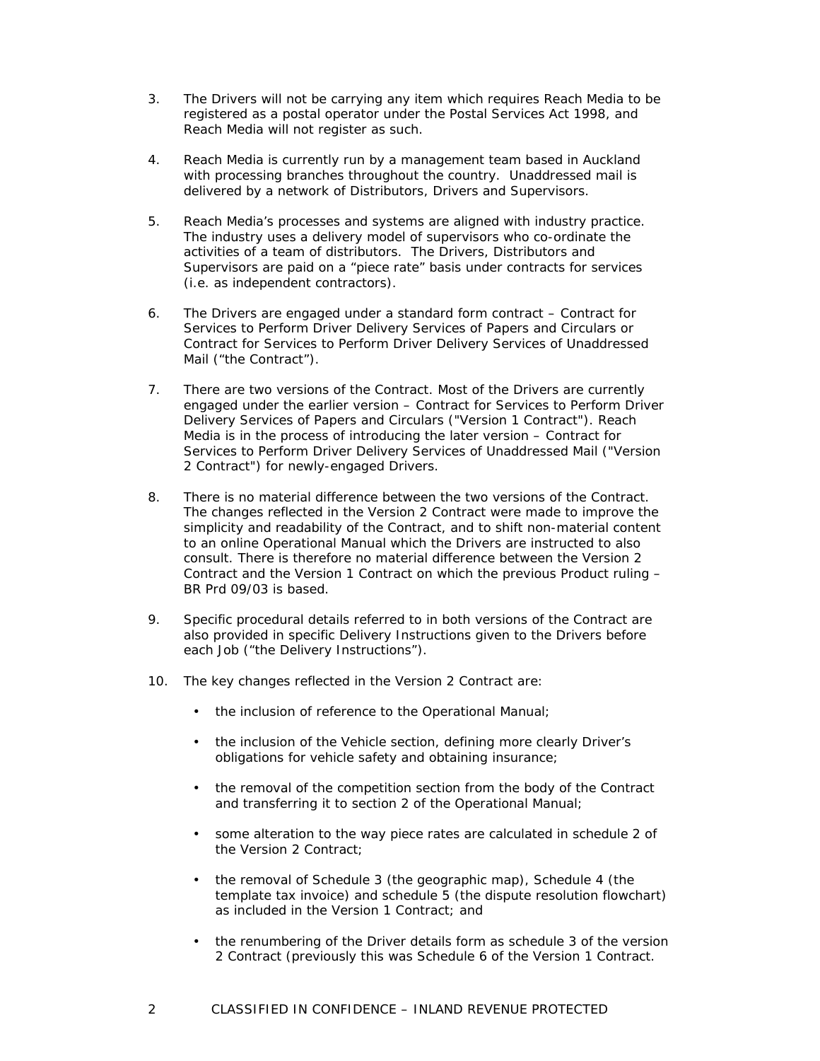3. The Drivers will not be carrying any item which requires Reach Media to be registered as a postal operator under the Postal Services Act 1998, and Reach Media will not register as such.

4. Reach Media is currently run by a management team based in Auckland with processing branches throughout the country. Unaddressed mail is delivered by a network of Distributors, Drivers and Supervisors.

5. Reach Media's processes and systems are aligned with industry practice. The industry uses a delivery model of supervisors who co-ordinate the activities of a team of distributors. The Drivers, Distributors and Supervisors are paid on a "piece rate" basis under contracts for services (i.e. as independent contractors).

6. The Drivers are engaged under a standard form contract – Contract for Services to Perform Driver Delivery Services of Papers and Circulars or Contract for Services to Perform Driver Delivery Services of Unaddressed Mail ("the Contract").

7. There are two versions of the Contract. Most of the Drivers are currently engaged under the earlier version – Contract for Services to Perform Driver Delivery Services of Papers and Circulars ("Version 1 Contract"). Reach Media is in the process of introducing the later version – Contract for Services to Perform Driver Delivery Services of Unaddressed Mail ("Version 2 Contract") for newly-engaged Drivers.

8. There is no material difference between the two versions of the Contract. The changes reflected in the Version 2 Contract were made to improve the simplicity and readability of the Contract, and to shift non-material content to an online Operational Manual which the Drivers are instructed to also consult. There is therefore no material difference between the Version 2 Contract and the Version 1 Contract on which the previous Product ruling – BR Prd 09/03 is based.

9. Specific procedural details referred to in both versions of the Contract are also provided in specific Delivery Instructions given to the Drivers before each Job ("the Delivery Instructions").

10. The key changes reflected in the Version 2 Contract are:

    - the inclusion of reference to the Operational Manual;
    - the inclusion of the Vehicle section, defining more clearly Driver's obligations for vehicle safety and obtaining insurance;
    - the removal of the competition section from the body of the Contract and transferring it to section 2 of the Operational Manual;
    - some alteration to the way piece rates are calculated in schedule 2 of the Version 2 Contract;
    - the removal of Schedule 3 (the geographic map), Schedule 4 (the template tax invoice) and schedule 5 (the dispute resolution flowchart) as included in the Version 1 Contract; and
    - the renumbering of the Driver details form as schedule 3 of the version 2 Contract (previously this was Schedule 6 of the Version 1 Contract.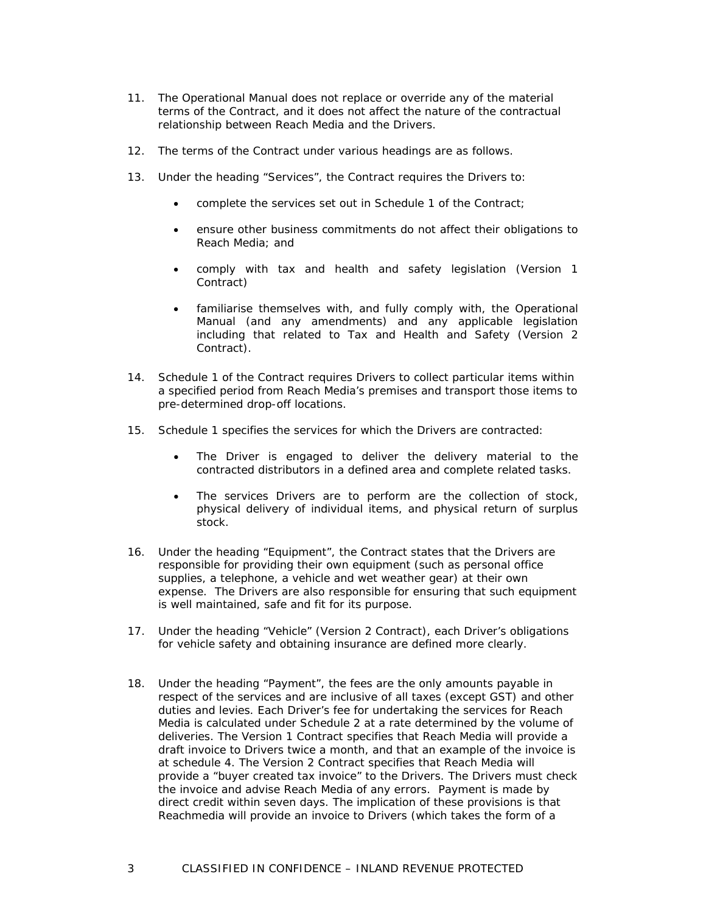11. The Operational Manual does not replace or override any of the material terms of the Contract, and it does not affect the nature of the contractual relationship between Reach Media and the Drivers.

12. The terms of the Contract under various headings are as follows.

13. Under the heading "Services", the Contract requires the Drivers to:

    - complete the services set out in Schedule 1 of the Contract;
    - ensure other business commitments do not affect their obligations to Reach Media; and
    - comply with tax and health and safety legislation (Version 1 Contract)
    - familiarise themselves with, and fully comply with, the Operational Manual (and any amendments) and any applicable legislation including that related to Tax and Health and Safety (Version 2 Contract).

14. Schedule 1 of the Contract requires Drivers to collect particular items within a specified period from Reach Media's premises and transport those items to pre-determined drop-off locations.

15. Schedule 1 specifies the services for which the Drivers are contracted:

    - The Driver is engaged to deliver the delivery material to the contracted distributors in a defined area and complete related tasks.
    - The services Drivers are to perform are the collection of stock, physical delivery of individual items, and physical return of surplus stock.

16. Under the heading "Equipment", the Contract states that the Drivers are responsible for providing their own equipment (such as personal office supplies, a telephone, a vehicle and wet weather gear) at their own expense. The Drivers are also responsible for ensuring that such equipment is well maintained, safe and fit for its purpose.

17. Under the heading "Vehicle" (Version 2 Contract), each Driver's obligations for vehicle safety and obtaining insurance are defined more clearly.

18. Under the heading "Payment", the fees are the only amounts payable in respect of the services and are inclusive of all taxes (except GST) and other duties and levies. Each Driver's fee for undertaking the services for Reach Media is calculated under Schedule 2 at a rate determined by the volume of deliveries. The Version 1 Contract specifies that Reach Media will provide a draft invoice to Drivers twice a month, and that an example of the invoice is at schedule 4. The Version 2 Contract specifies that Reach Media will provide a "buyer created tax invoice" to the Drivers. The Drivers must check the invoice and advise Reach Media of any errors. Payment is made by direct credit within seven days. The implication of these provisions is that Reachmedia will provide an invoice to Drivers (which takes the form of a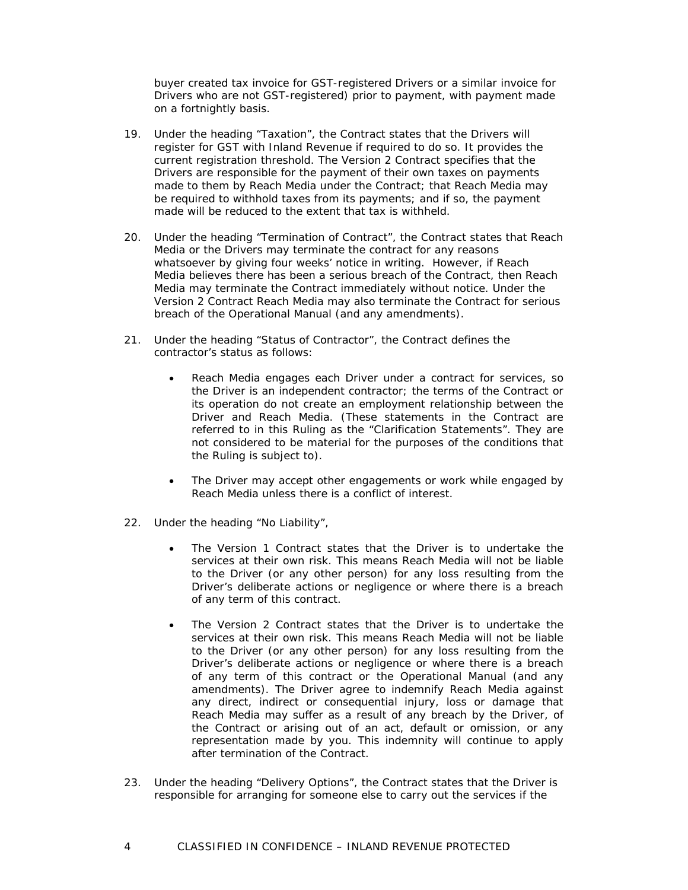buyer created tax invoice for GST-registered Drivers or a similar invoice for Drivers who are not GST-registered) prior to payment, with payment made on a fortnightly basis.

19. Under the heading "Taxation", the Contract states that the Drivers will register for GST with Inland Revenue if required to do so. It provides the current registration threshold. The Version 2 Contract specifies that the Drivers are responsible for the payment of their own taxes on payments made to them by Reach Media under the Contract; that Reach Media may be required to withhold taxes from its payments; and if so, the payment made will be reduced to the extent that tax is withheld.

20. Under the heading "Termination of Contract", the Contract states that Reach Media or the Drivers may terminate the contract for any reasons whatsoever by giving four weeks' notice in writing. However, if Reach Media believes there has been a serious breach of the Contract, then Reach Media may terminate the Contract immediately without notice. Under the Version 2 Contract Reach Media may also terminate the Contract for serious breach of the Operational Manual (and any amendments).

21. Under the heading "Status of Contractor", the Contract defines the contractor's status as follows:

    - Reach Media engages each Driver under a contract for services, so the Driver is an independent contractor; the terms of the Contract or its operation do not create an employment relationship between the Driver and Reach Media. (These statements in the Contract are referred to in this Ruling as the "Clarification Statements". They are not considered to be material for the purposes of the conditions that the Ruling is subject to).

    - The Driver may accept other engagements or work while engaged by Reach Media unless there is a conflict of interest.

22. Under the heading "No Liability",

    - The Version 1 Contract states that the Driver is to undertake the services at their own risk. This means Reach Media will not be liable to the Driver (or any other person) for any loss resulting from the Driver's deliberate actions or negligence or where there is a breach of any term of this contract.

    - The Version 2 Contract states that the Driver is to undertake the services at their own risk. This means Reach Media will not be liable to the Driver (or any other person) for any loss resulting from the Driver's deliberate actions or negligence or where there is a breach of any term of this contract or the Operational Manual (and any amendments). The Driver agree to indemnify Reach Media against any direct, indirect or consequential injury, loss or damage that Reach Media may suffer as a result of any breach by the Driver, of the Contract or arising out of an act, default or omission, or any representation made by you. This indemnity will continue to apply after termination of the Contract.

23. Under the heading "Delivery Options", the Contract states that the Driver is responsible for arranging for someone else to carry out the services if the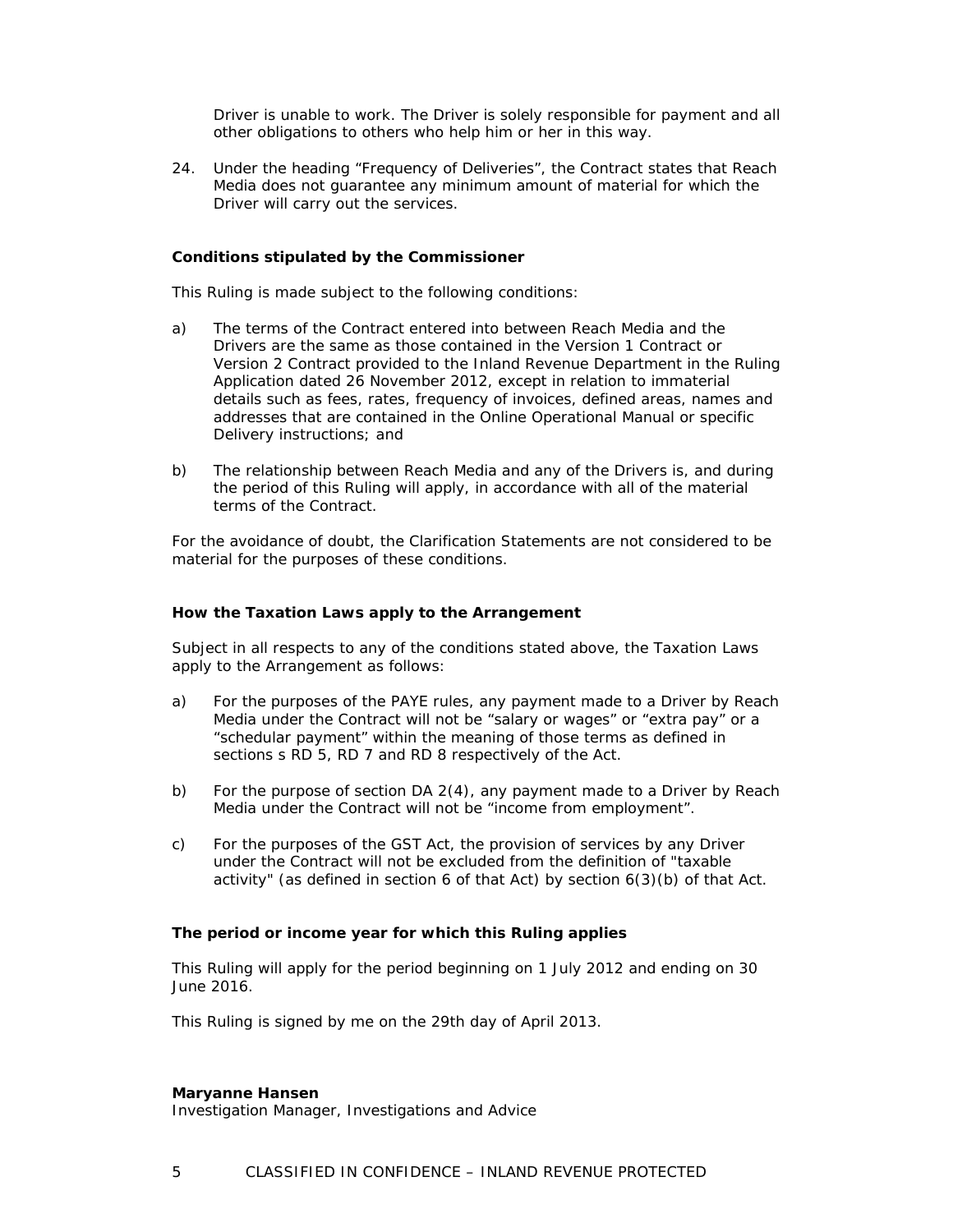Driver is unable to work. The Driver is solely responsible for payment and all other obligations to others who help him or her in this way.

24. Under the heading "Frequency of Deliveries", the Contract states that Reach Media does not guarantee any minimum amount of material for which the Driver will carry out the services.

### Conditions stipulated by the Commissioner

This Ruling is made subject to the following conditions:

a) The terms of the Contract entered into between Reach Media and the Drivers are the same as those contained in the Version 1 Contract or Version 2 Contract provided to the Inland Revenue Department in the Ruling Application dated 26 November 2012, except in relation to immaterial details such as fees, rates, frequency of invoices, defined areas, names and addresses that are contained in the Online Operational Manual or specific Delivery instructions; and

b) The relationship between Reach Media and any of the Drivers is, and during the period of this Ruling will apply, in accordance with all of the material terms of the Contract.

For the avoidance of doubt, the Clarification Statements are not considered to be material for the purposes of these conditions.

### How the Taxation Laws apply to the Arrangement

Subject in all respects to any of the conditions stated above, the Taxation Laws apply to the Arrangement as follows:

a) For the purposes of the PAYE rules, any payment made to a Driver by Reach Media under the Contract will not be "salary or wages" or "extra pay" or a "schedular payment" within the meaning of those terms as defined in sections s RD 5, RD 7 and RD 8 respectively of the Act.

b) For the purpose of section DA 2(4), any payment made to a Driver by Reach Media under the Contract will not be "income from employment".

c) For the purposes of the GST Act, the provision of services by any Driver under the Contract will not be excluded from the definition of "taxable activity" (as defined in section 6 of that Act) by section 6(3)(b) of that Act.

### The period or income year for which this Ruling applies

This Ruling will apply for the period beginning on 1 July 2012 and ending on 30 June 2016.

This Ruling is signed by me on the 29th day of April 2013.

**Maryanne Hansen**
Investigation Manager, Investigations and Advice

CLASSIFIED IN CONFIDENCE – INLAND REVENUE PROTECTED